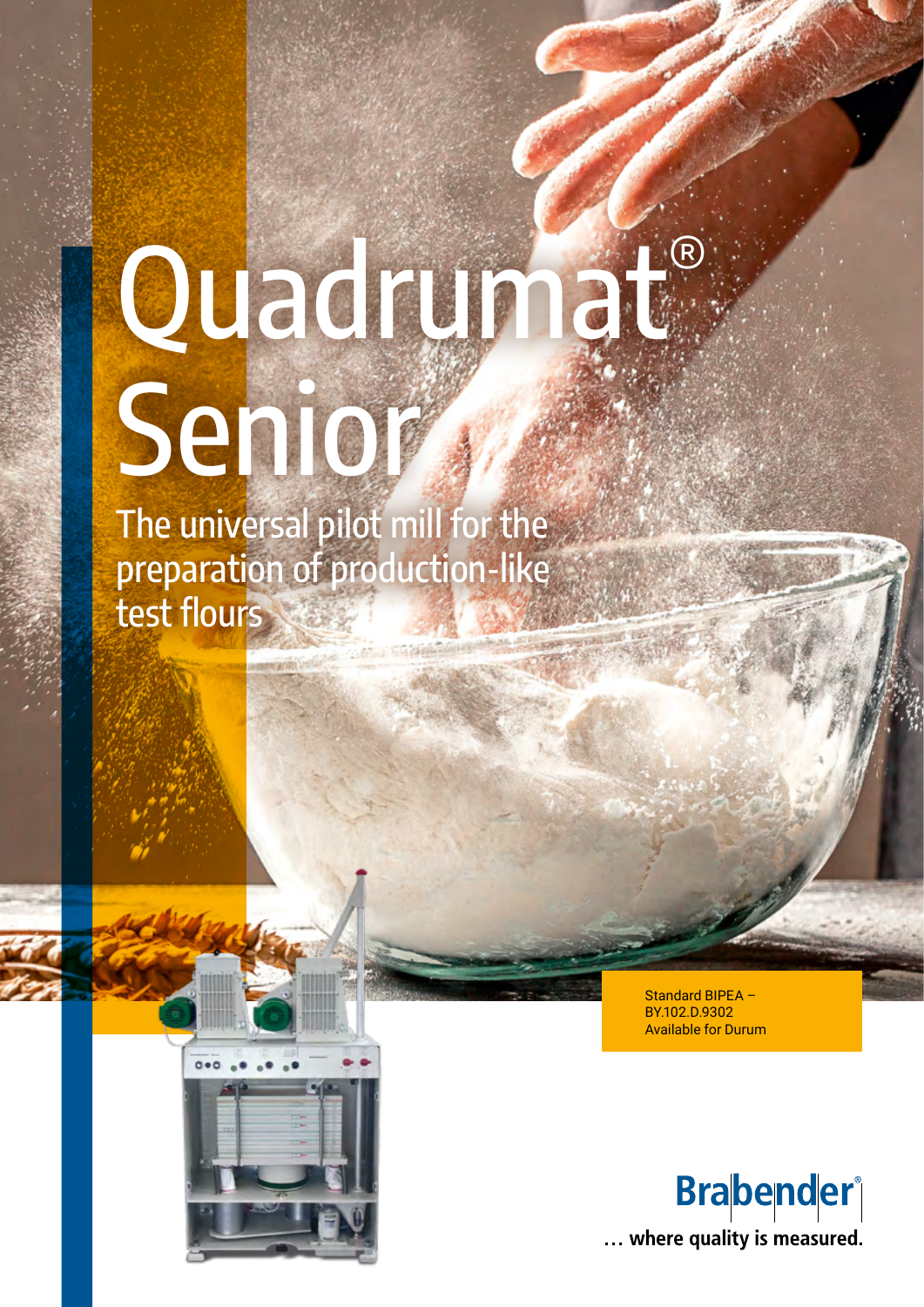# Quadrumat® Senior

## The universal pilot mill for the preparation of production-like test flours

Standard BIPEA – BY.102.D.9302
Available for Durum

**Brabender®**

**… where quality is measured.**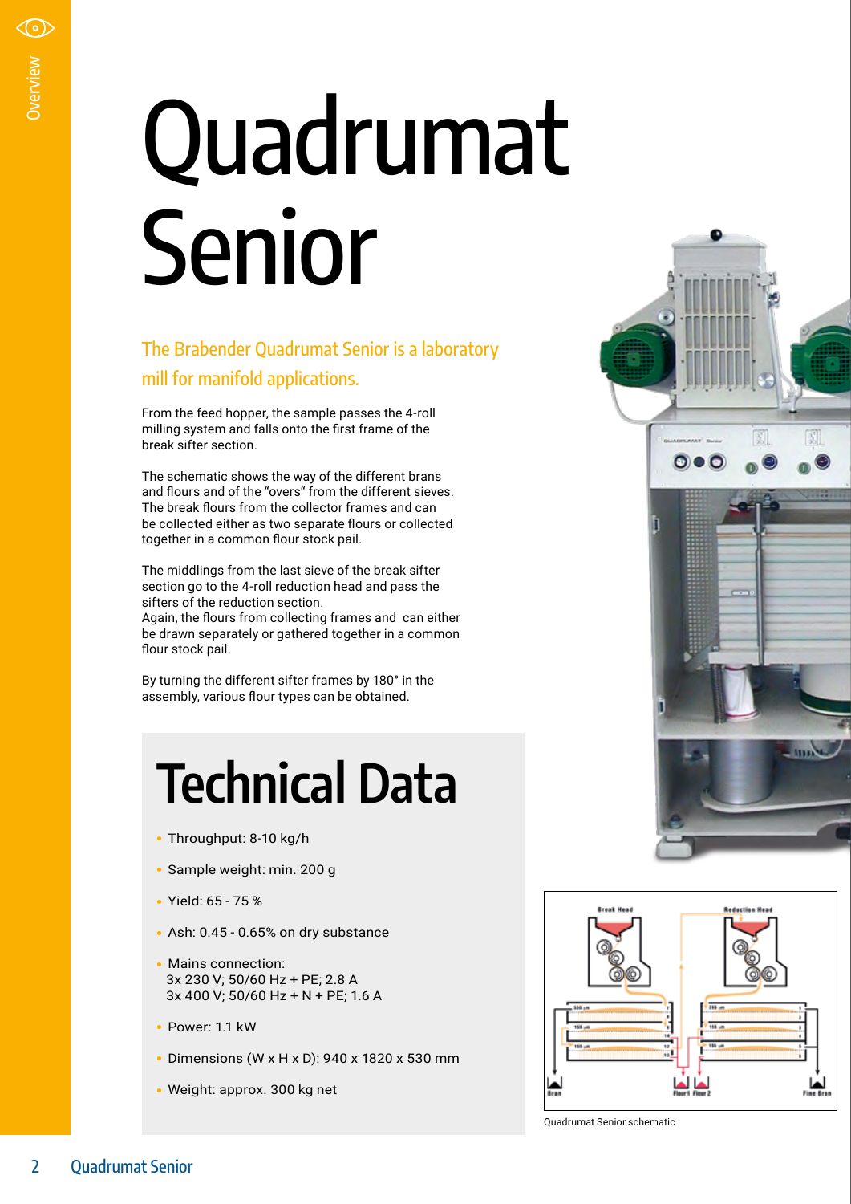# Quadrumat Senior

## The Brabender Quadrumat Senior is a laboratory mill for manifold applications.

From the feed hopper, the sample passes the 4-roll milling system and falls onto the first frame of the break sifter section.

The schematic shows the way of the different brans and flours and of the "overs" from the different sieves. The break flours from the collector frames and can be collected either as two separate flours or collected together in a common flour stock pail.

The middlings from the last sieve of the break sifter section go to the 4-roll reduction head and pass the sifters of the reduction section.
Again, the flours from collecting frames and can either be drawn separately or gathered together in a common flour stock pail.

By turning the different sifter frames by 180° in the assembly, various flour types can be obtained.

## Technical Data

- Throughput: 8-10 kg/h
- Sample weight: min. 200 g
- Yield: 65 - 75 %
- Ash: 0.45 - 0.65% on dry substance
- Mains connection:
  3x 230 V; 50/60 Hz + PE; 2.8 A
  3x 400 V; 50/60 Hz + N + PE; 1.6 A
- Power: 1.1 kW
- Dimensions (W x H x D): 940 x 1820 x 530 mm
- Weight: approx. 300 kg net

Quadrumat Senior schematic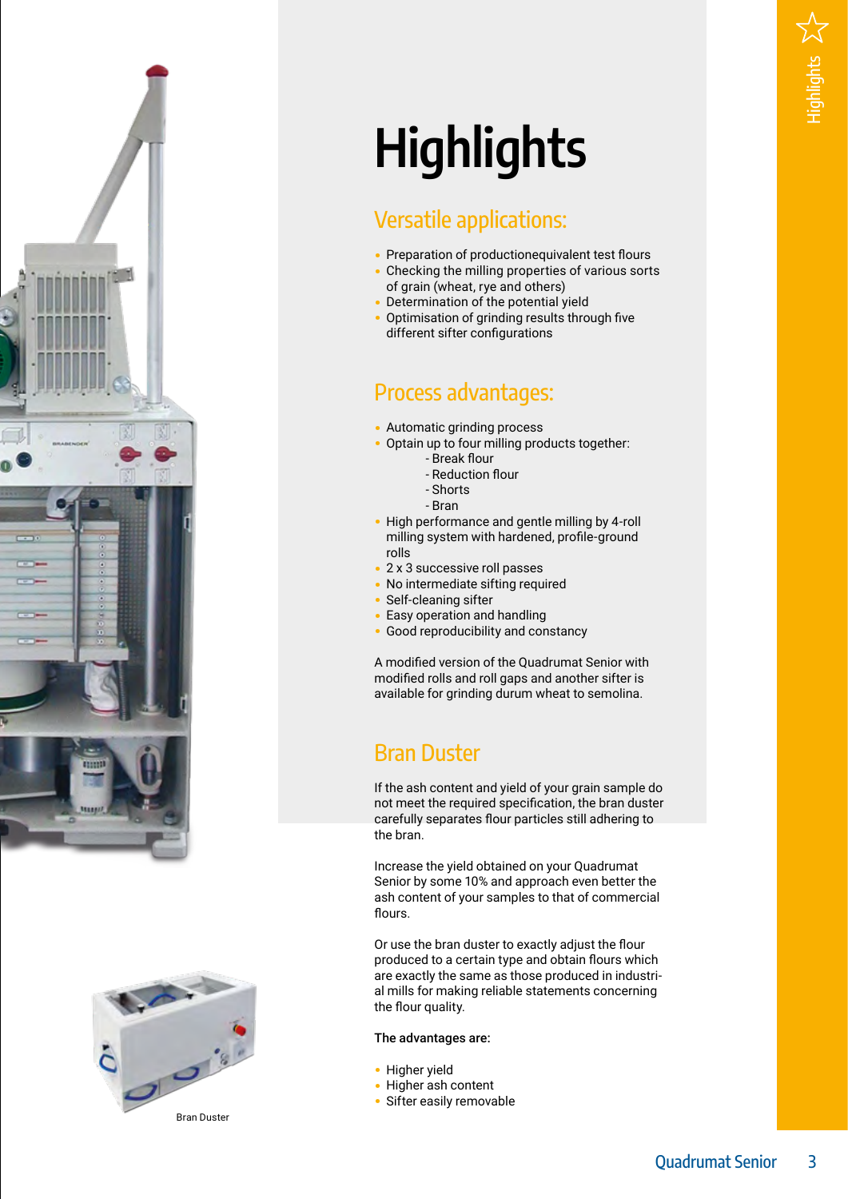# Highlights

## Versatile applications:

- Preparation of productionequivalent test flours
- Checking the milling properties of various sorts of grain (wheat, rye and others)
- Determination of the potential yield
- Optimisation of grinding results through five different sifter configurations

## Process advantages:

- Automatic grinding process
- Optain up to four milling products together:
  - Break flour
  - Reduction flour
  - Shorts
  - Bran
- High performance and gentle milling by 4-roll milling system with hardened, profile-ground rolls
- 2 x 3 successive roll passes
- No intermediate sifting required
- Self-cleaning sifter
- Easy operation and handling
- Good reproducibility and constancy

A modified version of the Quadrumat Senior with modified rolls and roll gaps and another sifter is available for grinding durum wheat to semolina.

## Bran Duster

If the ash content and yield of your grain sample do not meet the required specification, the bran duster carefully separates flour particles still adhering to the bran.

Increase the yield obtained on your Quadrumat Senior by some 10% and approach even better the ash content of your samples to that of commercial flours.

Or use the bran duster to exactly adjust the flour produced to a certain type and obtain flours which are exactly the same as those produced in industrial mills for making reliable statements concerning the flour quality.

**The advantages are:**

- Higher yield
- Higher ash content
- Sifter easily removable

Bran Duster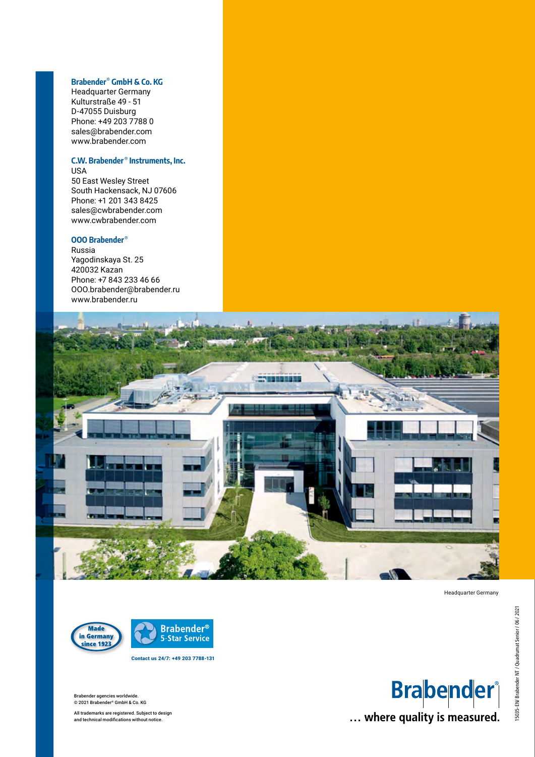**Brabender® GmbH & Co. KG**
Headquarter Germany
Kulturstraße 49 - 51
D-47055 Duisburg
Phone: +49 203 7788 0
sales@brabender.com
www.brabender.com

**C.W. Brabender® Instruments, Inc.**
USA
50 East Wesley Street
South Hackensack, NJ 07606
Phone: +1 201 343 8425
sales@cwbrabender.com
www.cwbrabender.com

**OOO Brabender®**
Russia
Yagodinskaya St. 25
420032 Kazan
Phone: +7 843 233 46 66
OOO.brabender@brabender.ru
www.brabender.ru

Headquarter Germany

Made in Germany since 1923

Brabender® 5-Star Service

Contact us 24/7: +49 203 7788-131

Brabender agencies worldwide.
© 2021 Brabender® GmbH & Co. KG

All trademarks are registered. Subject to design and technical modifications without notice.

Brabender®
… where quality is measured.

15035-EN/ Brabender NT / Quadrumat Senior / 06 / 2021